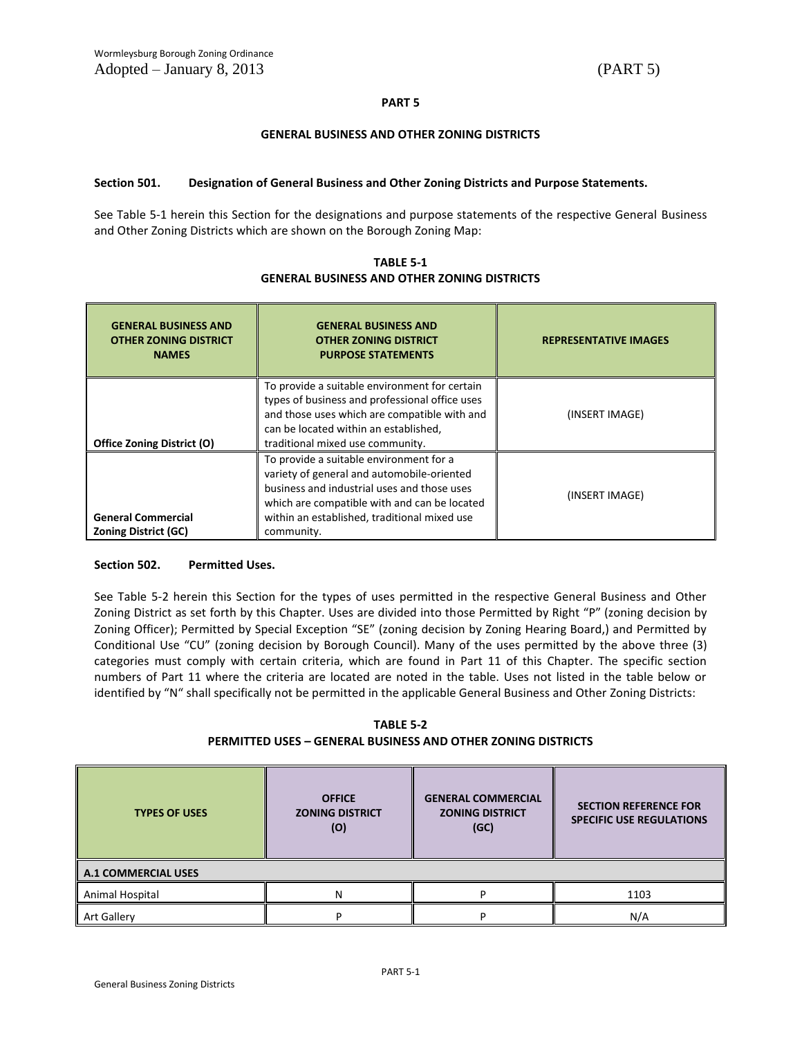# PART 5

## GENERAL BUSINESS AND OTHER ZONING DISTRICTS

### Section 501. Designation of General Business and Other Zoning Districts and Purpose Statements.

See Table 5-1 herein this Section for the designations and purpose statements of the respective General Business and Other Zoning Districts which are shown on the Borough Zoning Map:

**TABLE 5-1**
**GENERAL BUSINESS AND OTHER ZONING DISTRICTS**

| GENERAL BUSINESS AND OTHER ZONING DISTRICT NAMES | GENERAL BUSINESS AND OTHER ZONING DISTRICT PURPOSE STATEMENTS | REPRESENTATIVE IMAGES |
|---|---|---|
| **Office Zoning District (O)** | To provide a suitable environment for certain types of business and professional office uses and those uses which are compatible with and can be located within an established, traditional mixed use community. | (INSERT IMAGE) |
| **General Commercial Zoning District (GC)** | To provide a suitable environment for a variety of general and automobile-oriented business and industrial uses and those uses which are compatible with and can be located within an established, traditional mixed use community. | (INSERT IMAGE) |

### Section 502. Permitted Uses.

See Table 5-2 herein this Section for the types of uses permitted in the respective General Business and Other Zoning District as set forth by this Chapter. Uses are divided into those Permitted by Right "P" (zoning decision by Zoning Officer); Permitted by Special Exception "SE" (zoning decision by Zoning Hearing Board,) and Permitted by Conditional Use "CU" (zoning decision by Borough Council). Many of the uses permitted by the above three (3) categories must comply with certain criteria, which are found in Part 11 of this Chapter. The specific section numbers of Part 11 where the criteria are located are noted in the table. Uses not listed in the table below or identified by "N" shall specifically not be permitted in the applicable General Business and Other Zoning Districts:

**TABLE 5-2**
**PERMITTED USES – GENERAL BUSINESS AND OTHER ZONING DISTRICTS**

| TYPES OF USES | OFFICE ZONING DISTRICT (O) | GENERAL COMMERCIAL ZONING DISTRICT (GC) | SECTION REFERENCE FOR SPECIFIC USE REGULATIONS |
|---|---|---|---|
| **A.1 COMMERCIAL USES** | | | |
| Animal Hospital | N | P | 1103 |
| Art Gallery | P | P | N/A |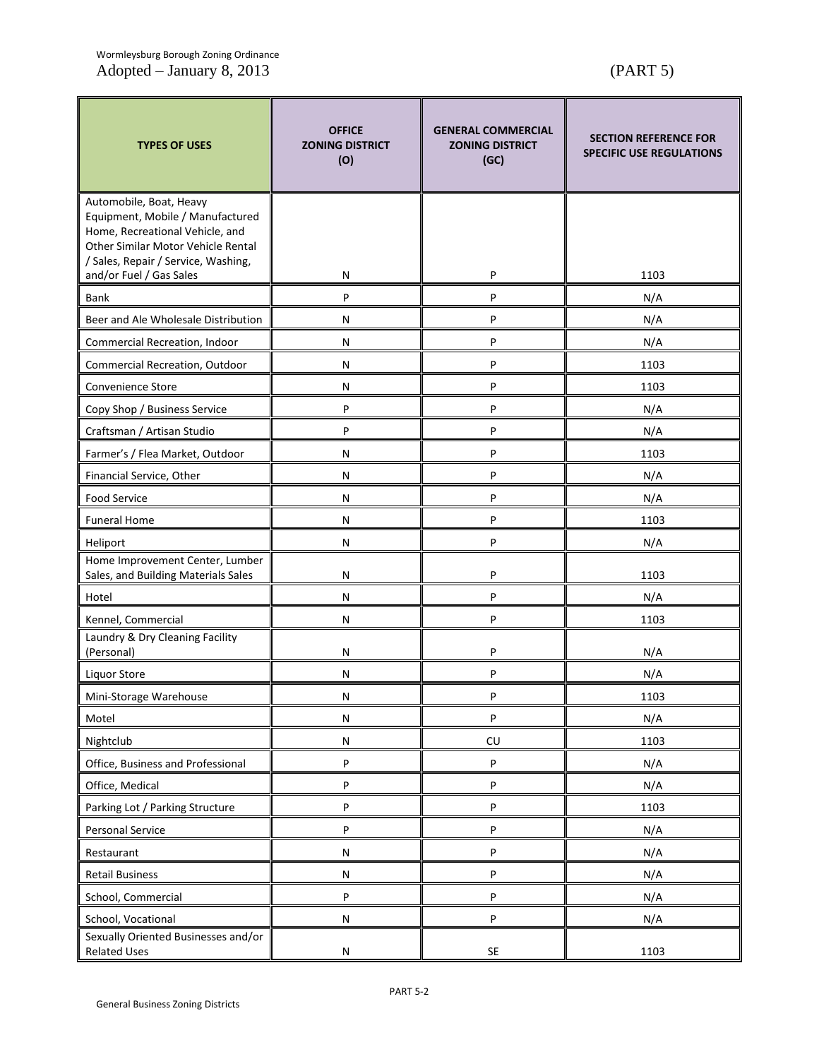| TYPES OF USES | OFFICE ZONING DISTRICT (O) | GENERAL COMMERCIAL ZONING DISTRICT (GC) | SECTION REFERENCE FOR SPECIFIC USE REGULATIONS |
|---|---|---|---|
| Automobile, Boat, Heavy Equipment, Mobile / Manufactured Home, Recreational Vehicle, and Other Similar Motor Vehicle Rental / Sales, Repair / Service, Washing, and/or Fuel / Gas Sales | N | P | 1103 |
| Bank | P | P | N/A |
| Beer and Ale Wholesale Distribution | N | P | N/A |
| Commercial Recreation, Indoor | N | P | N/A |
| Commercial Recreation, Outdoor | N | P | 1103 |
| Convenience Store | N | P | 1103 |
| Copy Shop / Business Service | P | P | N/A |
| Craftsman / Artisan Studio | P | P | N/A |
| Farmer's / Flea Market, Outdoor | N | P | 1103 |
| Financial Service, Other | N | P | N/A |
| Food Service | N | P | N/A |
| Funeral Home | N | P | 1103 |
| Heliport | N | P | N/A |
| Home Improvement Center, Lumber Sales, and Building Materials Sales | N | P | 1103 |
| Hotel | N | P | N/A |
| Kennel, Commercial | N | P | 1103 |
| Laundry & Dry Cleaning Facility (Personal) | N | P | N/A |
| Liquor Store | N | P | N/A |
| Mini-Storage Warehouse | N | P | 1103 |
| Motel | N | P | N/A |
| Nightclub | N | CU | 1103 |
| Office, Business and Professional | P | P | N/A |
| Office, Medical | P | P | N/A |
| Parking Lot / Parking Structure | P | P | 1103 |
| Personal Service | P | P | N/A |
| Restaurant | N | P | N/A |
| Retail Business | N | P | N/A |
| School, Commercial | P | P | N/A |
| School, Vocational | N | P | N/A |
| Sexually Oriented Businesses and/or Related Uses | N | SE | 1103 |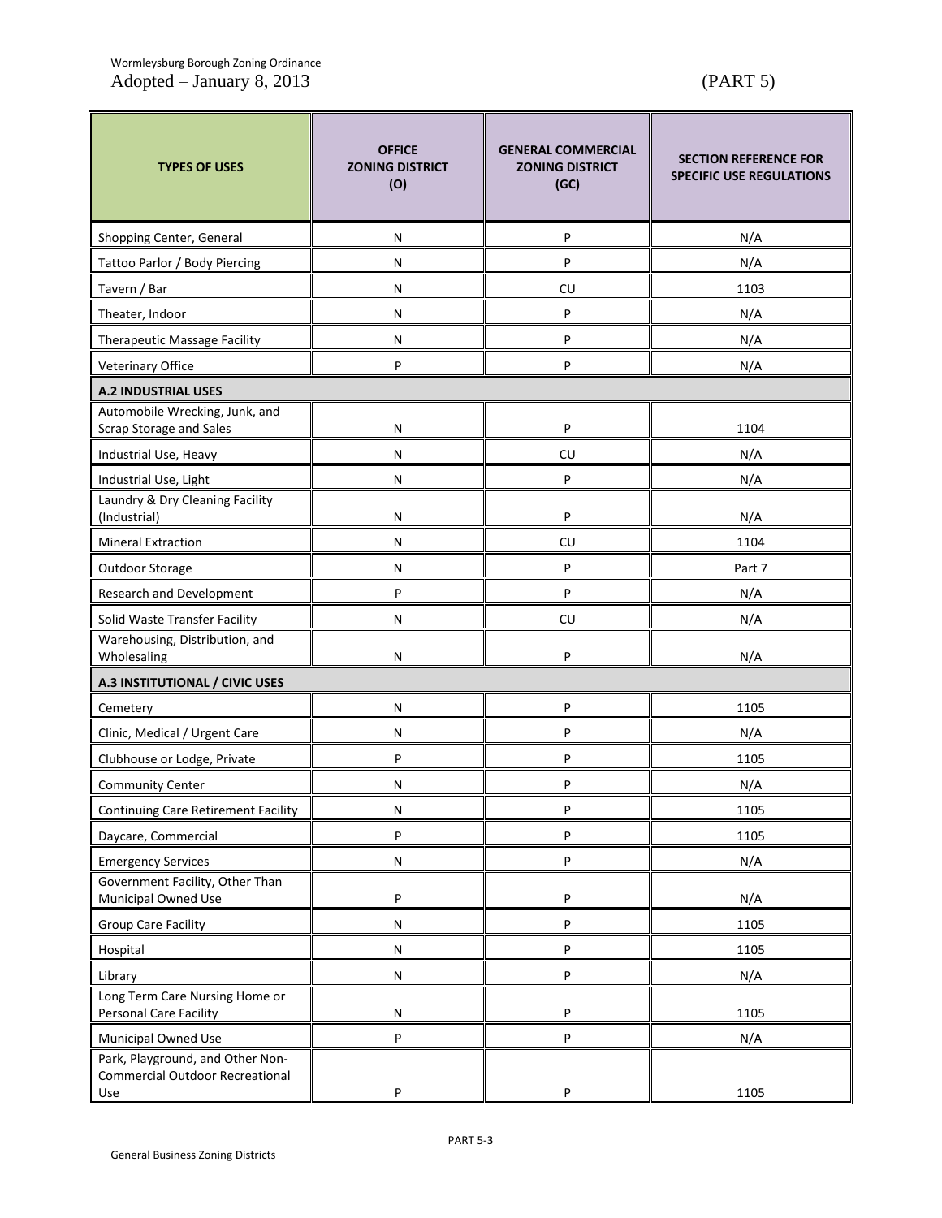| TYPES OF USES | OFFICE ZONING DISTRICT (O) | GENERAL COMMERCIAL ZONING DISTRICT (GC) | SECTION REFERENCE FOR SPECIFIC USE REGULATIONS |
|---|---|---|---|
| Shopping Center, General | N | P | N/A |
| Tattoo Parlor / Body Piercing | N | P | N/A |
| Tavern / Bar | N | CU | 1103 |
| Theater, Indoor | N | P | N/A |
| Therapeutic Massage Facility | N | P | N/A |
| Veterinary Office | P | P | N/A |
| **A.2 INDUSTRIAL USES** | | | |
| Automobile Wrecking, Junk, and Scrap Storage and Sales | N | P | 1104 |
| Industrial Use, Heavy | N | CU | N/A |
| Industrial Use, Light | N | P | N/A |
| Laundry & Dry Cleaning Facility (Industrial) | N | P | N/A |
| Mineral Extraction | N | CU | 1104 |
| Outdoor Storage | N | P | Part 7 |
| Research and Development | P | P | N/A |
| Solid Waste Transfer Facility | N | CU | N/A |
| Warehousing, Distribution, and Wholesaling | N | P | N/A |
| **A.3 INSTITUTIONAL / CIVIC USES** | | | |
| Cemetery | N | P | 1105 |
| Clinic, Medical / Urgent Care | N | P | N/A |
| Clubhouse or Lodge, Private | P | P | 1105 |
| Community Center | N | P | N/A |
| Continuing Care Retirement Facility | N | P | 1105 |
| Daycare, Commercial | P | P | 1105 |
| Emergency Services | N | P | N/A |
| Government Facility, Other Than Municipal Owned Use | P | P | N/A |
| Group Care Facility | N | P | 1105 |
| Hospital | N | P | 1105 |
| Library | N | P | N/A |
| Long Term Care Nursing Home or Personal Care Facility | N | P | 1105 |
| Municipal Owned Use | P | P | N/A |
| Park, Playground, and Other Non-Commercial Outdoor Recreational Use | P | P | 1105 |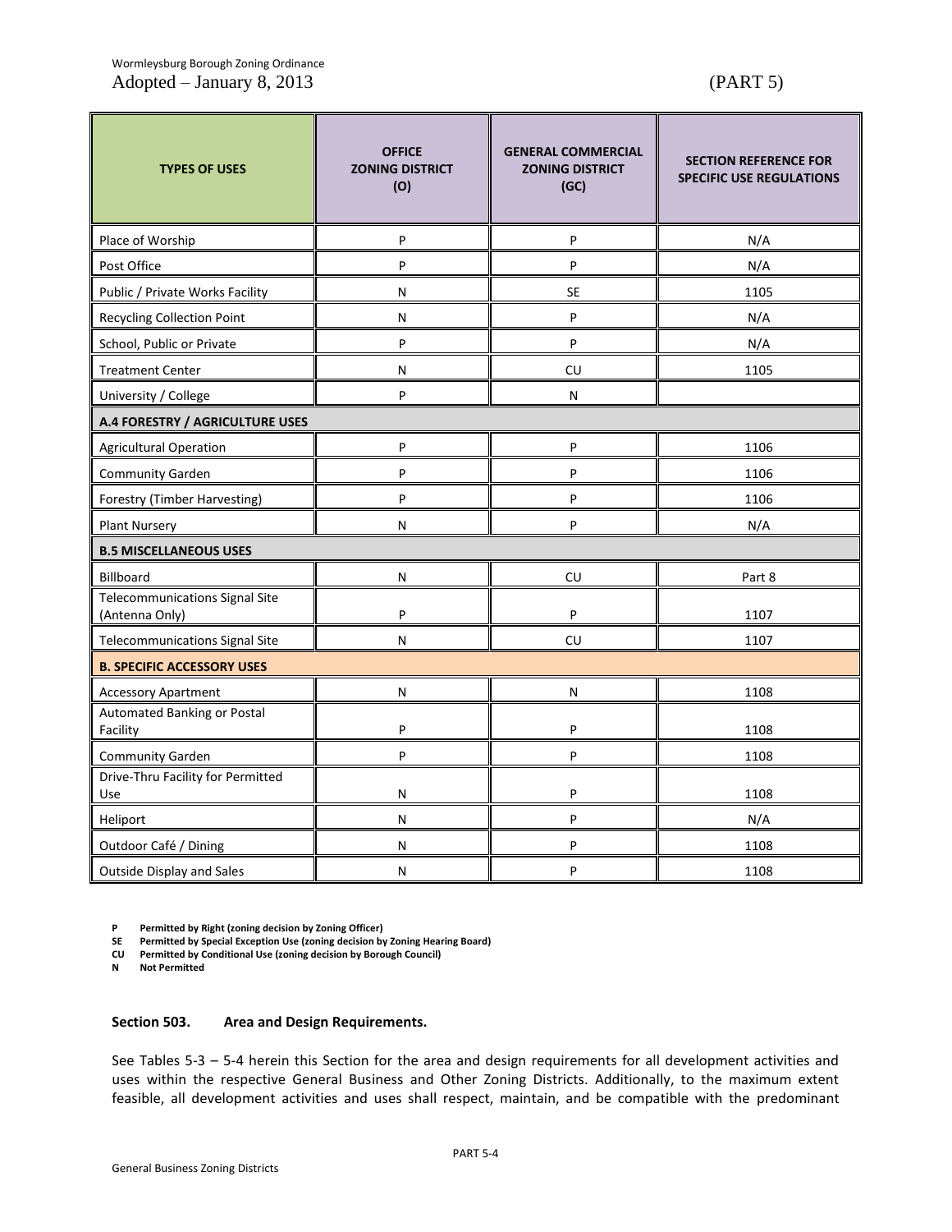| TYPES OF USES | OFFICE ZONING DISTRICT (O) | GENERAL COMMERCIAL ZONING DISTRICT (GC) | SECTION REFERENCE FOR SPECIFIC USE REGULATIONS |
|---|---|---|---|
| Place of Worship | P | P | N/A |
| Post Office | P | P | N/A |
| Public / Private Works Facility | N | SE | 1105 |
| Recycling Collection Point | N | P | N/A |
| School, Public or Private | P | P | N/A |
| Treatment Center | N | CU | 1105 |
| University / College | P | N | |
| **A.4 FORESTRY / AGRICULTURE USES** | | | |
| Agricultural Operation | P | P | 1106 |
| Community Garden | P | P | 1106 |
| Forestry (Timber Harvesting) | P | P | 1106 |
| Plant Nursery | N | P | N/A |
| **B.5 MISCELLANEOUS USES** | | | |
| Billboard | N | CU | Part 8 |
| Telecommunications Signal Site (Antenna Only) | P | P | 1107 |
| Telecommunications Signal Site | N | CU | 1107 |
| **B. SPECIFIC ACCESSORY USES** | | | |
| Accessory Apartment | N | N | 1108 |
| Automated Banking or Postal Facility | P | P | 1108 |
| Community Garden | P | P | 1108 |
| Drive-Thru Facility for Permitted Use | N | P | 1108 |
| Heliport | N | P | N/A |
| Outdoor Café / Dining | N | P | 1108 |
| Outside Display and Sales | N | P | 1108 |

**P Permitted by Right (zoning decision by Zoning Officer)**
**SE Permitted by Special Exception Use (zoning decision by Zoning Hearing Board)**
**CU Permitted by Conditional Use (zoning decision by Borough Council)**
**N Not Permitted**

### Section 503. Area and Design Requirements.

See Tables 5-3 – 5-4 herein this Section for the area and design requirements for all development activities and uses within the respective General Business and Other Zoning Districts. Additionally, to the maximum extent feasible, all development activities and uses shall respect, maintain, and be compatible with the predominant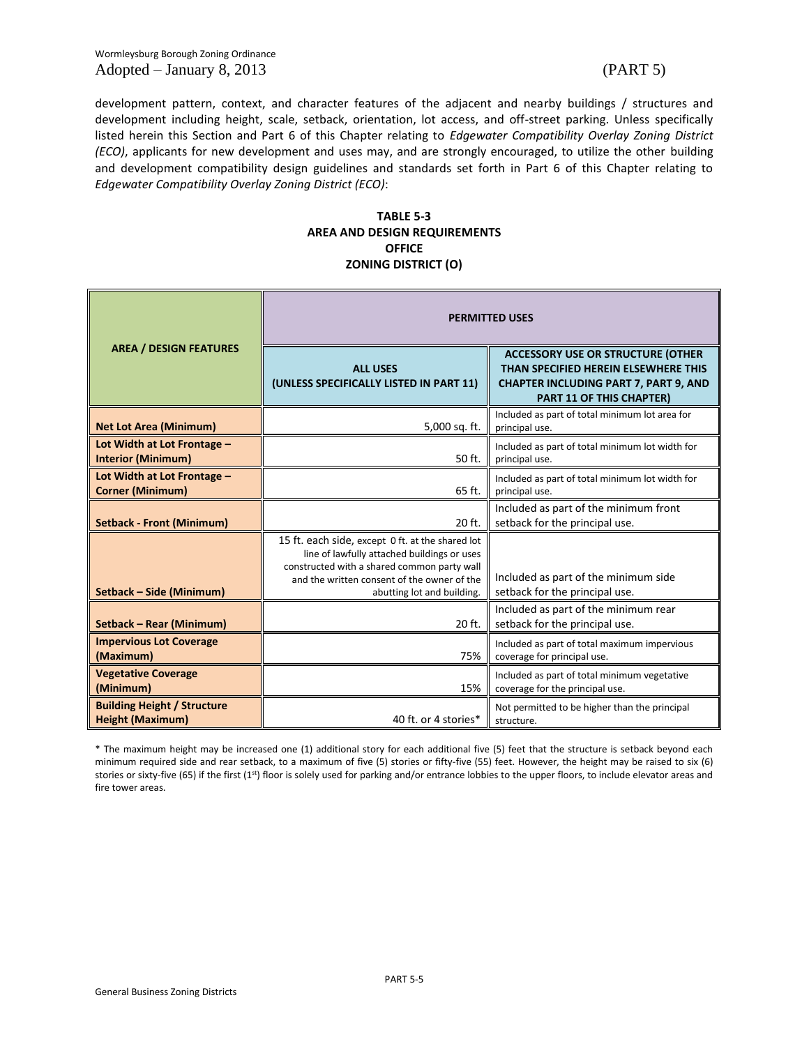development pattern, context, and character features of the adjacent and nearby buildings / structures and development including height, scale, setback, orientation, lot access, and off-street parking. Unless specifically listed herein this Section and Part 6 of this Chapter relating to *Edgewater Compatibility Overlay Zoning District (ECO)*, applicants for new development and uses may, and are strongly encouraged, to utilize the other building and development compatibility design guidelines and standards set forth in Part 6 of this Chapter relating to *Edgewater Compatibility Overlay Zoning District (ECO)*:

**TABLE 5-3**
**AREA AND DESIGN REQUIREMENTS**
**OFFICE**
**ZONING DISTRICT (O)**

| AREA / DESIGN FEATURES | PERMITTED USES | |
|---|---|---|
| | **ALL USES (UNLESS SPECIFICALLY LISTED IN PART 11)** | **ACCESSORY USE OR STRUCTURE (OTHER THAN SPECIFIED HEREIN ELSEWHERE THIS CHAPTER INCLUDING PART 7, PART 9, AND PART 11 OF THIS CHAPTER)** |
| **Net Lot Area (Minimum)** | 5,000 sq. ft. | Included as part of total minimum lot area for principal use. |
| **Lot Width at Lot Frontage – Interior (Minimum)** | 50 ft. | Included as part of total minimum lot width for principal use. |
| **Lot Width at Lot Frontage – Corner (Minimum)** | 65 ft. | Included as part of total minimum lot width for principal use. |
| **Setback - Front (Minimum)** | 20 ft. | Included as part of the minimum front setback for the principal use. |
| **Setback – Side (Minimum)** | 15 ft. each side, except 0 ft. at the shared lot line of lawfully attached buildings or uses constructed with a shared common party wall and the written consent of the owner of the abutting lot and building. | Included as part of the minimum side setback for the principal use. |
| **Setback – Rear (Minimum)** | 20 ft. | Included as part of the minimum rear setback for the principal use. |
| **Impervious Lot Coverage (Maximum)** | 75% | Included as part of total maximum impervious coverage for principal use. |
| **Vegetative Coverage (Minimum)** | 15% | Included as part of total minimum vegetative coverage for the principal use. |
| **Building Height / Structure Height (Maximum)** | 40 ft. or 4 stories* | Not permitted to be higher than the principal structure. |

* The maximum height may be increased one (1) additional story for each additional five (5) feet that the structure is setback beyond each minimum required side and rear setback, to a maximum of five (5) stories or fifty-five (55) feet. However, the height may be raised to six (6) stories or sixty-five (65) if the first (1st) floor is solely used for parking and/or entrance lobbies to the upper floors, to include elevator areas and fire tower areas.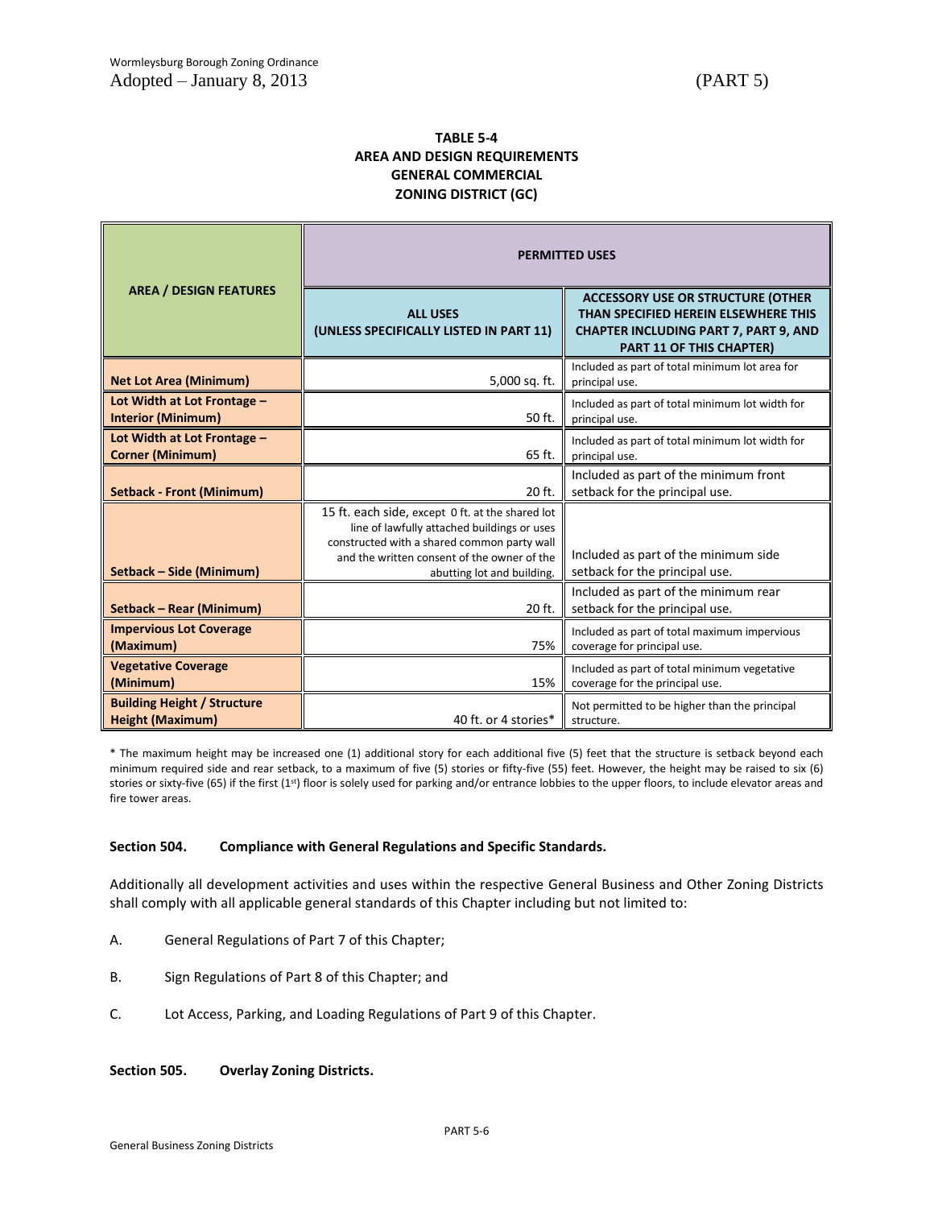**TABLE 5-4**
**AREA AND DESIGN REQUIREMENTS**
**GENERAL COMMERCIAL**
**ZONING DISTRICT (GC)**

| AREA / DESIGN FEATURES | PERMITTED USES | |
|---|---|---|
| | ALL USES (UNLESS SPECIFICALLY LISTED IN PART 11) | ACCESSORY USE OR STRUCTURE (OTHER THAN SPECIFIED HEREIN ELSEWHERE THIS CHAPTER INCLUDING PART 7, PART 9, AND PART 11 OF THIS CHAPTER) |
| **Net Lot Area (Minimum)** | 5,000 sq. ft. | Included as part of total minimum lot area for principal use. |
| **Lot Width at Lot Frontage – Interior (Minimum)** | 50 ft. | Included as part of total minimum lot width for principal use. |
| **Lot Width at Lot Frontage – Corner (Minimum)** | 65 ft. | Included as part of total minimum lot width for principal use. |
| **Setback - Front (Minimum)** | 20 ft. | Included as part of the minimum front setback for the principal use. |
| **Setback – Side (Minimum)** | 15 ft. each side, except 0 ft. at the shared lot line of lawfully attached buildings or uses constructed with a shared common party wall and the written consent of the owner of the abutting lot and building. | Included as part of the minimum side setback for the principal use. |
| **Setback – Rear (Minimum)** | 20 ft. | Included as part of the minimum rear setback for the principal use. |
| **Impervious Lot Coverage (Maximum)** | 75% | Included as part of total maximum impervious coverage for principal use. |
| **Vegetative Coverage (Minimum)** | 15% | Included as part of total minimum vegetative coverage for the principal use. |
| **Building Height / Structure Height (Maximum)** | 40 ft. or 4 stories* | Not permitted to be higher than the principal structure. |

* The maximum height may be increased one (1) additional story for each additional five (5) feet that the structure is setback beyond each minimum required side and rear setback, to a maximum of five (5) stories or fifty-five (55) feet. However, the height may be raised to six (6) stories or sixty-five (65) if the first (1st) floor is solely used for parking and/or entrance lobbies to the upper floors, to include elevator areas and fire tower areas.

**Section 504. Compliance with General Regulations and Specific Standards.**

Additionally all development activities and uses within the respective General Business and Other Zoning Districts shall comply with all applicable general standards of this Chapter including but not limited to:

A. General Regulations of Part 7 of this Chapter;

B. Sign Regulations of Part 8 of this Chapter; and

C. Lot Access, Parking, and Loading Regulations of Part 9 of this Chapter.

**Section 505. Overlay Zoning Districts.**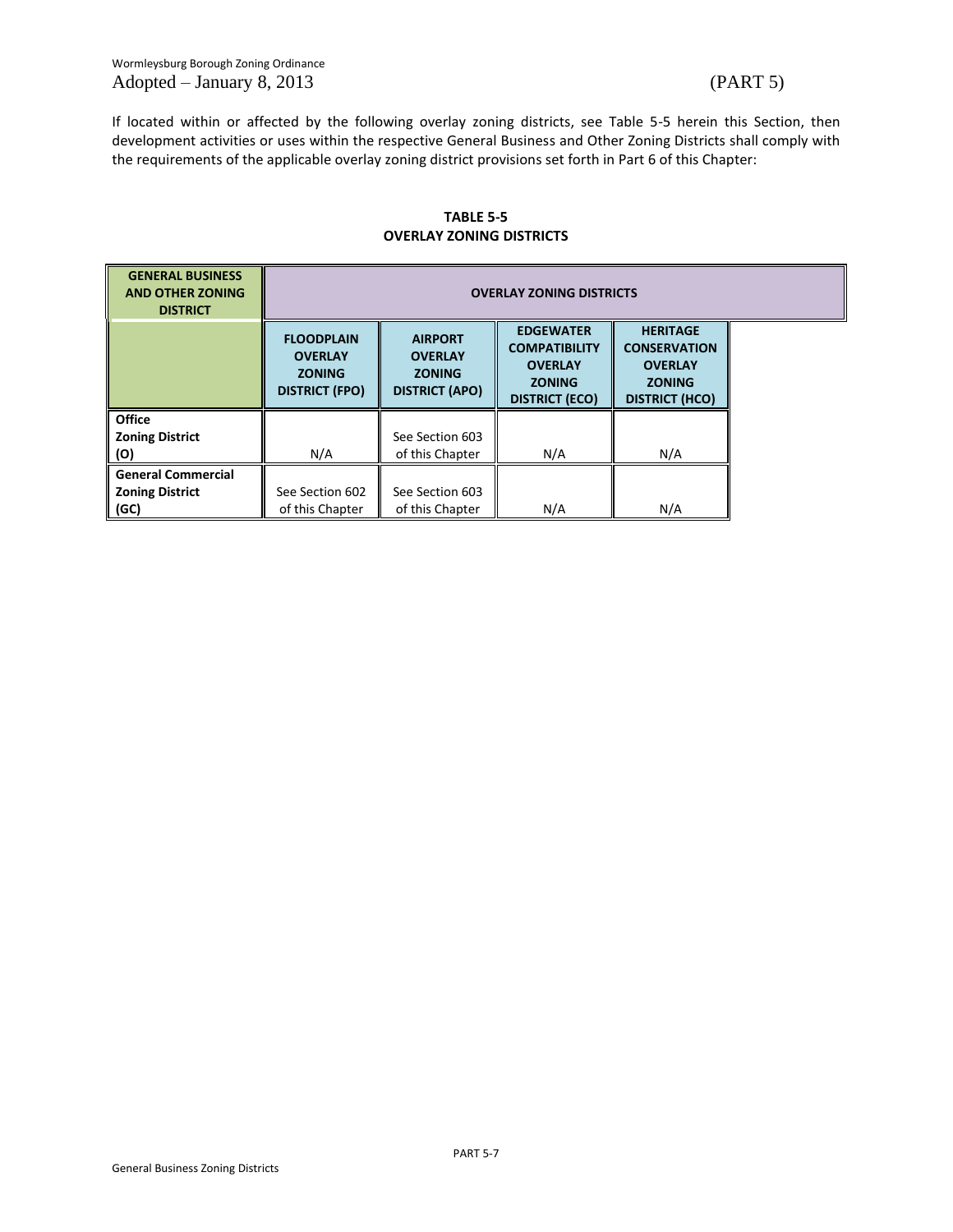If located within or affected by the following overlay zoning districts, see Table 5-5 herein this Section, then development activities or uses within the respective General Business and Other Zoning Districts shall comply with the requirements of the applicable overlay zoning district provisions set forth in Part 6 of this Chapter:

**TABLE 5-5**
**OVERLAY ZONING DISTRICTS**

| GENERAL BUSINESS AND OTHER ZONING DISTRICT | OVERLAY ZONING DISTRICTS | | | |
|---|---|---|---|---|
| | FLOODPLAIN OVERLAY ZONING DISTRICT (FPO) | AIRPORT OVERLAY ZONING DISTRICT (APO) | EDGEWATER COMPATIBILITY OVERLAY ZONING DISTRICT (ECO) | HERITAGE CONSERVATION OVERLAY ZONING DISTRICT (HCO) |
| **Office Zoning District (O)** | N/A | See Section 603 of this Chapter | N/A | N/A |
| **General Commercial Zoning District (GC)** | See Section 602 of this Chapter | See Section 603 of this Chapter | N/A | N/A |